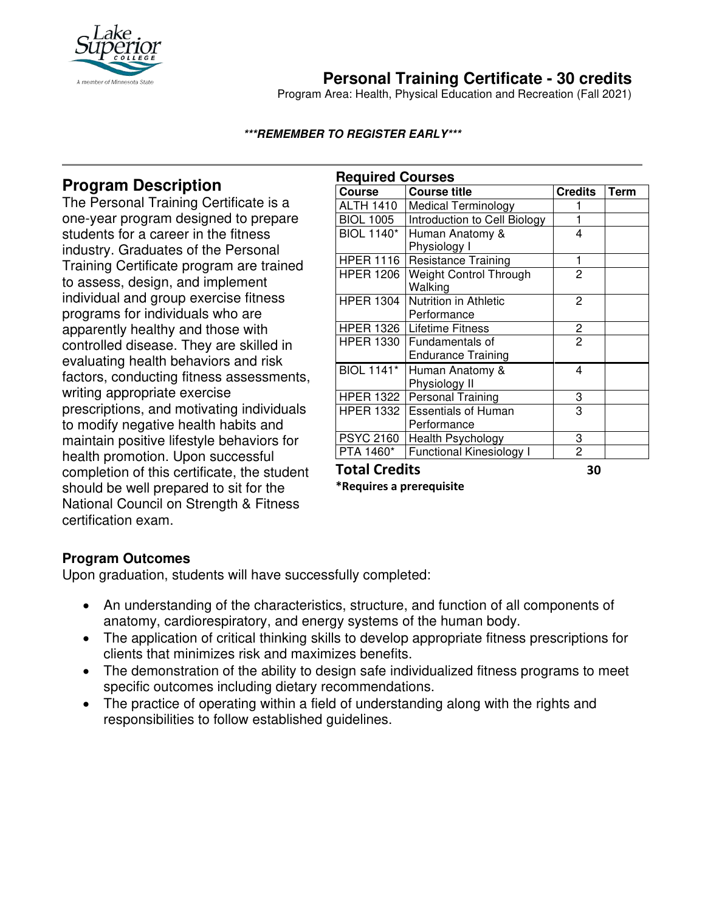# Personal Training Certificate - 30 credits

Program Area: Health, Physical Education and Recreation (Fall 2021)

***REMEMBER TO REGISTER EARLY***

## Program Description

The Personal Training Certificate is a one-year program designed to prepare students for a career in the fitness industry. Graduates of the Personal Training Certificate program are trained to assess, design, and implement individual and group exercise fitness programs for individuals who are apparently healthy and those with controlled disease. They are skilled in evaluating health behaviors and risk factors, conducting fitness assessments, writing appropriate exercise prescriptions, and motivating individuals to modify negative health habits and maintain positive lifestyle behaviors for health promotion. Upon successful completion of this certificate, the student should be well prepared to sit for the National Council on Strength & Fitness certification exam.

## Required Courses

| Course | Course title | Credits | Term |
|---|---|---|---|
| ALTH 1410 | Medical Terminology | 1 | |
| BIOL 1005 | Introduction to Cell Biology | 1 | |
| BIOL 1140* | Human Anatomy & Physiology I | 4 | |
| HPER 1116 | Resistance Training | 1 | |
| HPER 1206 | Weight Control Through Walking | 2 | |
| HPER 1304 | Nutrition in Athletic Performance | 2 | |
| HPER 1326 | Lifetime Fitness | 2 | |
| HPER 1330 | Fundamentals of Endurance Training | 2 | |
| BIOL 1141* | Human Anatomy & Physiology II | 4 | |
| HPER 1322 | Personal Training | 3 | |
| HPER 1332 | Essentials of Human Performance | 3 | |
| PSYC 2160 | Health Psychology | 3 | |
| PTA 1460* | Functional Kinesiology I | 2 | |
| **Total Credits** | | **30** | |

**\*Requires a prerequisite**

### Program Outcomes

Upon graduation, students will have successfully completed:

- An understanding of the characteristics, structure, and function of all components of anatomy, cardiorespiratory, and energy systems of the human body.
- The application of critical thinking skills to develop appropriate fitness prescriptions for clients that minimizes risk and maximizes benefits.
- The demonstration of the ability to design safe individualized fitness programs to meet specific outcomes including dietary recommendations.
- The practice of operating within a field of understanding along with the rights and responsibilities to follow established guidelines.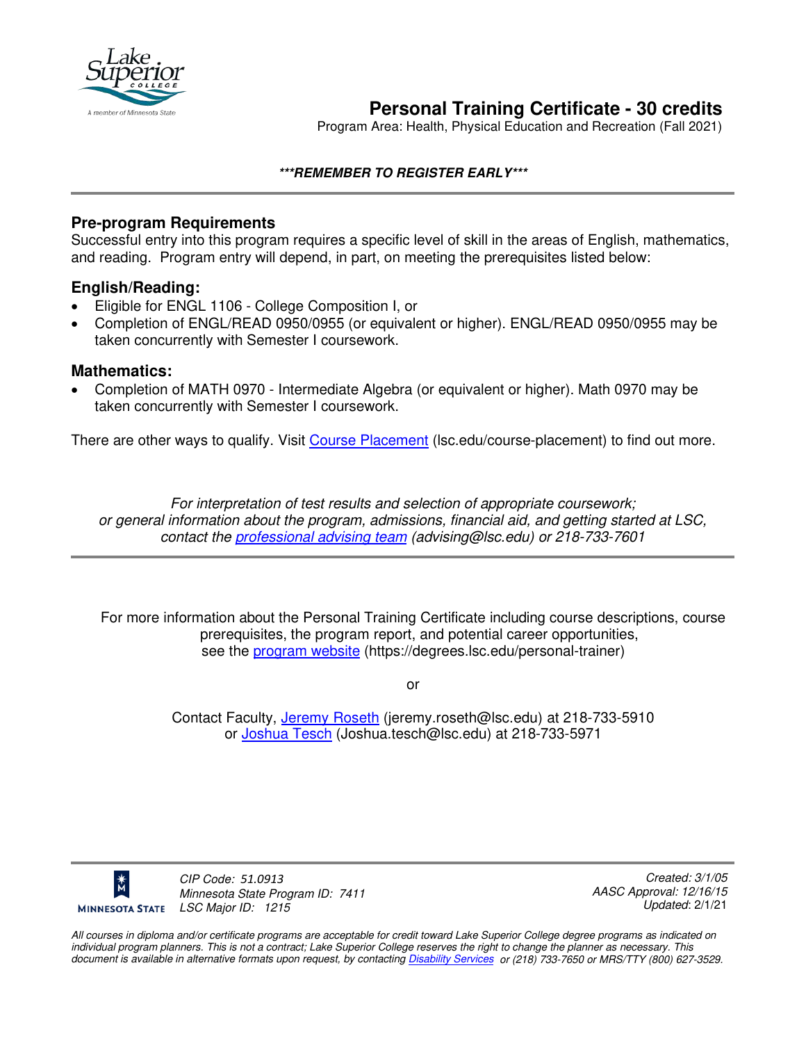# Personal Training Certificate - 30 credits

Program Area: Health, Physical Education and Recreation (Fall 2021)

***\*\*\*REMEMBER TO REGISTER EARLY\*\*\****

## Pre-program Requirements

Successful entry into this program requires a specific level of skill in the areas of English, mathematics, and reading. Program entry will depend, in part, on meeting the prerequisites listed below:

### English/Reading:

- Eligible for ENGL 1106 - College Composition I, or
- Completion of ENGL/READ 0950/0955 (or equivalent or higher). ENGL/READ 0950/0955 may be taken concurrently with Semester I coursework.

### Mathematics:

- Completion of MATH 0970 - Intermediate Algebra (or equivalent or higher). Math 0970 may be taken concurrently with Semester I coursework.

There are other ways to qualify. Visit Course Placement (lsc.edu/course-placement) to find out more.

*For interpretation of test results and selection of appropriate coursework; or general information about the program, admissions, financial aid, and getting started at LSC, contact the professional advising team (advising@lsc.edu) or 218-733-7601*

For more information about the Personal Training Certificate including course descriptions, course prerequisites, the program report, and potential career opportunities, see the program website (https://degrees.lsc.edu/personal-trainer)

or

Contact Faculty, Jeremy Roseth (jeremy.roseth@lsc.edu) at 218-733-5910 or Joshua Tesch (Joshua.tesch@lsc.edu) at 218-733-5971

*CIP Code: 51.0913*
*Minnesota State Program ID: 7411*
*LSC Major ID: 1215*

*Created: 3/1/05*
*AASC Approval: 12/16/15*
*Updated: 2/1/21*

*All courses in diploma and/or certificate programs are acceptable for credit toward Lake Superior College degree programs as indicated on individual program planners. This is not a contract; Lake Superior College reserves the right to change the planner as necessary. This document is available in alternative formats upon request, by contacting Disability Services or (218) 733-7650 or MRS/TTY (800) 627-3529.*